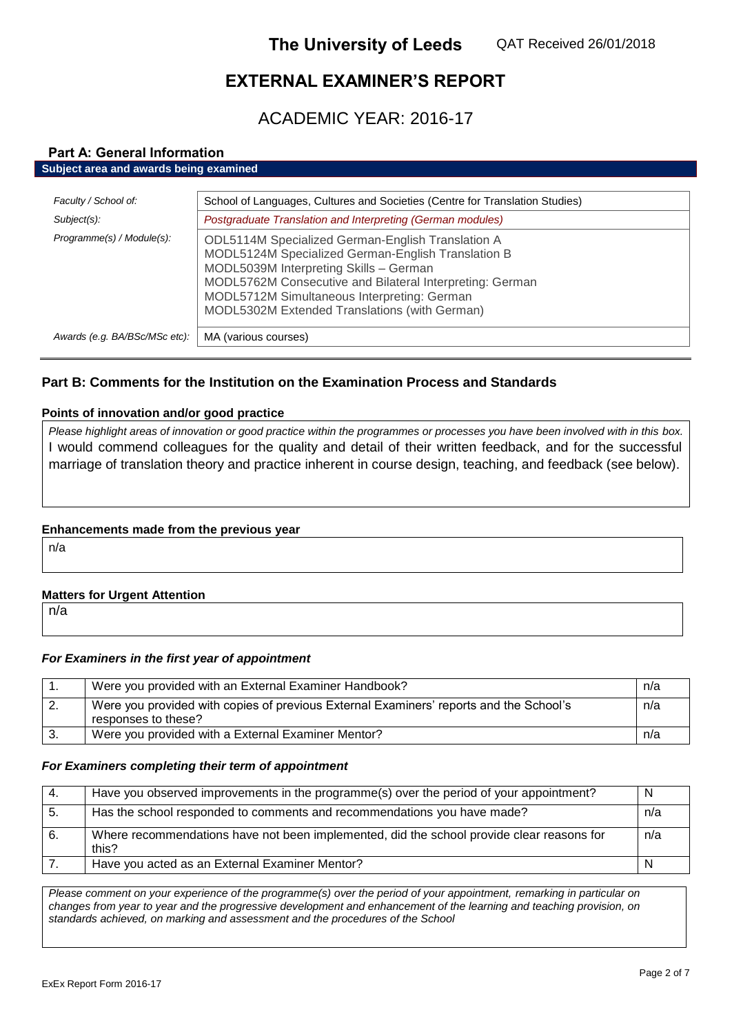**The University of Leeds** QAT Received 26/01/2018

# EXTERNAL EXAMINER'S REPORT

## ACADEMIC YEAR: 2016-17

### Part A: General Information

**Subject area and awards being examined**

| | |
|---|---|
| *Faculty / School of:* | School of Languages, Cultures and Societies (Centre for Translation Studies) |
| *Subject(s):* | *Postgraduate Translation and Interpreting (German modules)* |
| *Programme(s) / Module(s):* | ODL5114M Specialized German-English Translation A<br>MODL5124M Specialized German-English Translation B<br>MODL5039M Interpreting Skills – German<br>MODL5762M Consecutive and Bilateral Interpreting: German<br>MODL5712M Simultaneous Interpreting: German<br>MODL5302M Extended Translations (with German) |
| *Awards (e.g. BA/BSc/MSc etc):* | MA (various courses) |

### Part B: Comments for the Institution on the Examination Process and Standards

**Points of innovation and/or good practice**

*Please highlight areas of innovation or good practice within the programmes or processes you have been involved with in this box.*

I would commend colleagues for the quality and detail of their written feedback, and for the successful marriage of translation theory and practice inherent in course design, teaching, and feedback (see below).

**Enhancements made from the previous year**

n/a

**Matters for Urgent Attention**

n/a

***For Examiners in the first year of appointment***

| | | |
|---|---|---|
| 1. | Were you provided with an External Examiner Handbook? | n/a |
| 2. | Were you provided with copies of previous External Examiners' reports and the School's responses to these? | n/a |
| 3. | Were you provided with a External Examiner Mentor? | n/a |

***For Examiners completing their term of appointment***

| | | |
|---|---|---|
| 4. | Have you observed improvements in the programme(s) over the period of your appointment? | N |
| 5. | Has the school responded to comments and recommendations you have made? | n/a |
| 6. | Where recommendations have not been implemented, did the school provide clear reasons for this? | n/a |
| 7. | Have you acted as an External Examiner Mentor? | N |

*Please comment on your experience of the programme(s) over the period of your appointment, remarking in particular on changes from year to year and the progressive development and enhancement of the learning and teaching provision, on standards achieved, on marking and assessment and the procedures of the School*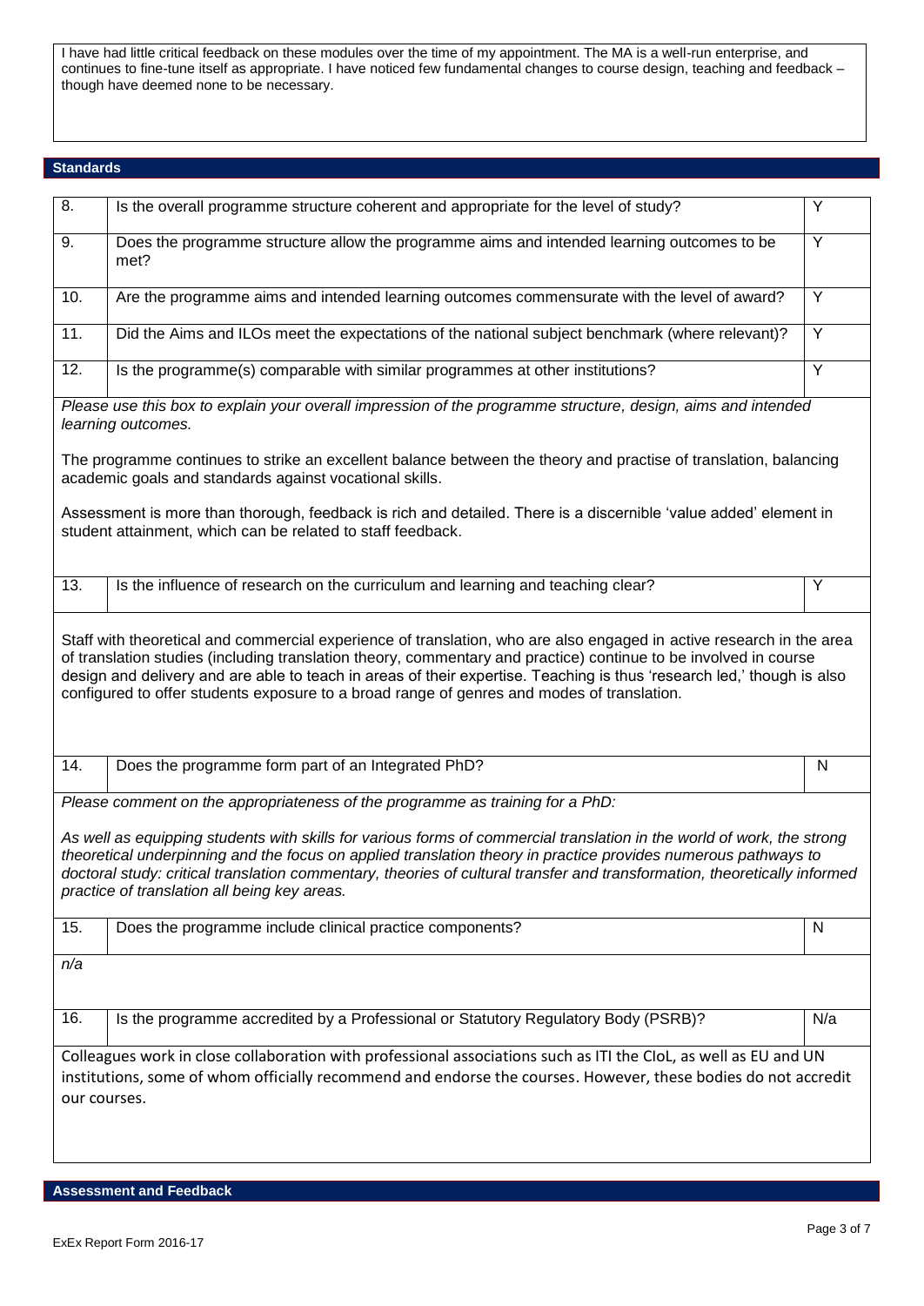I have had little critical feedback on these modules over the time of my appointment. The MA is a well-run enterprise, and continues to fine-tune itself as appropriate. I have noticed few fundamental changes to course design, teaching and feedback – though have deemed none to be necessary.

## Standards

| | | |
|---|---|---|
| 8. | Is the overall programme structure coherent and appropriate for the level of study? | Y |
| 9. | Does the programme structure allow the programme aims and intended learning outcomes to be met? | Y |
| 10. | Are the programme aims and intended learning outcomes commensurate with the level of award? | Y |
| 11. | Did the Aims and ILOs meet the expectations of the national subject benchmark (where relevant)? | Y |
| 12. | Is the programme(s) comparable with similar programmes at other institutions? | Y |

*Please use this box to explain your overall impression of the programme structure, design, aims and intended learning outcomes.*

The programme continues to strike an excellent balance between the theory and practise of translation, balancing academic goals and standards against vocational skills.

Assessment is more than thorough, feedback is rich and detailed. There is a discernible 'value added' element in student attainment, which can be related to staff feedback.

| | | |
|---|---|---|
| 13. | Is the influence of research on the curriculum and learning and teaching clear? | Y |

Staff with theoretical and commercial experience of translation, who are also engaged in active research in the area of translation studies (including translation theory, commentary and practice) continue to be involved in course design and delivery and are able to teach in areas of their expertise. Teaching is thus 'research led,' though is also configured to offer students exposure to a broad range of genres and modes of translation.

| | | |
|---|---|---|
| 14. | Does the programme form part of an Integrated PhD? | N |

*Please comment on the appropriateness of the programme as training for a PhD:*

*As well as equipping students with skills for various forms of commercial translation in the world of work, the strong theoretical underpinning and the focus on applied translation theory in practice provides numerous pathways to doctoral study: critical translation commentary, theories of cultural transfer and transformation, theoretically informed practice of translation all being key areas.*

| | | |
|---|---|---|
| 15. | Does the programme include clinical practice components? | N |

*n/a*

| | | |
|---|---|---|
| 16. | Is the programme accredited by a Professional or Statutory Regulatory Body (PSRB)? | N/a |

Colleagues work in close collaboration with professional associations such as ITI the CIoL, as well as EU and UN institutions, some of whom officially recommend and endorse the courses. However, these bodies do not accredit our courses.

## Assessment and Feedback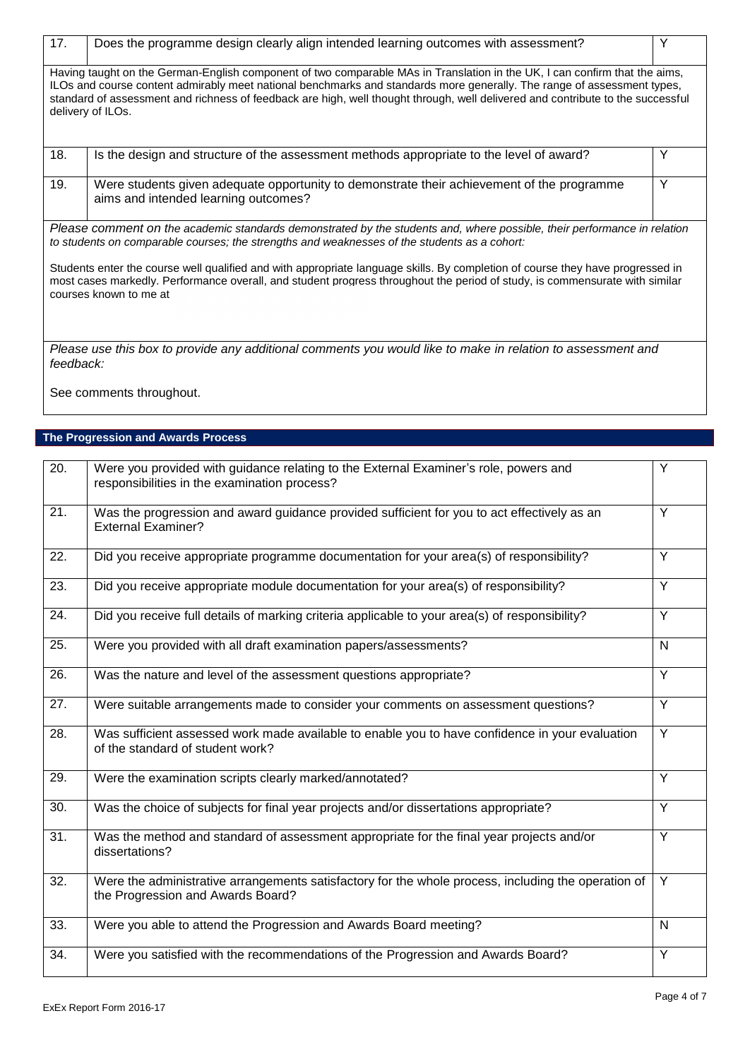| 17. | Does the programme design clearly align intended learning outcomes with assessment? | Y |
|---|---|---|

Having taught on the German-English component of two comparable MAs in Translation in the UK, I can confirm that the aims, ILOs and course content admirably meet national benchmarks and standards more generally. The range of assessment types, standard of assessment and richness of feedback are high, well thought through, well delivered and contribute to the successful delivery of ILOs.

| 18. | Is the design and structure of the assessment methods appropriate to the level of award? | Y |
|---|---|---|
| 19. | Were students given adequate opportunity to demonstrate their achievement of the programme aims and intended learning outcomes? | Y |

*Please comment on the academic standards demonstrated by the students and, where possible, their performance in relation to students on comparable courses; the strengths and weaknesses of the students as a cohort:*

Students enter the course well qualified and with appropriate language skills. By completion of course they have progressed in most cases markedly. Performance overall, and student progress throughout the period of study, is commensurate with similar courses known to me at

*Please use this box to provide any additional comments you would like to make in relation to assessment and feedback:*

See comments throughout.

## The Progression and Awards Process

| 20. | Were you provided with guidance relating to the External Examiner's role, powers and responsibilities in the examination process? | Y |
|---|---|---|
| 21. | Was the progression and award guidance provided sufficient for you to act effectively as an External Examiner? | Y |
| 22. | Did you receive appropriate programme documentation for your area(s) of responsibility? | Y |
| 23. | Did you receive appropriate module documentation for your area(s) of responsibility? | Y |
| 24. | Did you receive full details of marking criteria applicable to your area(s) of responsibility? | Y |
| 25. | Were you provided with all draft examination papers/assessments? | N |
| 26. | Was the nature and level of the assessment questions appropriate? | Y |
| 27. | Were suitable arrangements made to consider your comments on assessment questions? | Y |
| 28. | Was sufficient assessed work made available to enable you to have confidence in your evaluation of the standard of student work? | Y |
| 29. | Were the examination scripts clearly marked/annotated? | Y |
| 30. | Was the choice of subjects for final year projects and/or dissertations appropriate? | Y |
| 31. | Was the method and standard of assessment appropriate for the final year projects and/or dissertations? | Y |
| 32. | Were the administrative arrangements satisfactory for the whole process, including the operation of the Progression and Awards Board? | Y |
| 33. | Were you able to attend the Progression and Awards Board meeting? | N |
| 34. | Were you satisfied with the recommendations of the Progression and Awards Board? | Y |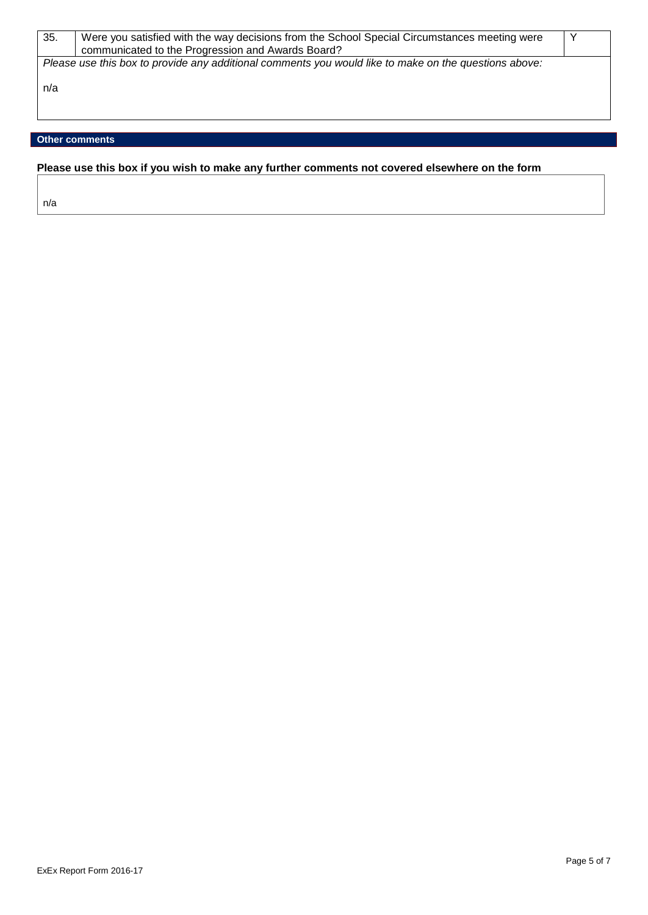| | | |
|---|---|---|
| 35. | Were you satisfied with the way decisions from the School Special Circumstances meeting were communicated to the Progression and Awards Board? | Y |

*Please use this box to provide any additional comments you would like to make on the questions above:*

n/a

## Other comments

**Please use this box if you wish to make any further comments not covered elsewhere on the form**

n/a